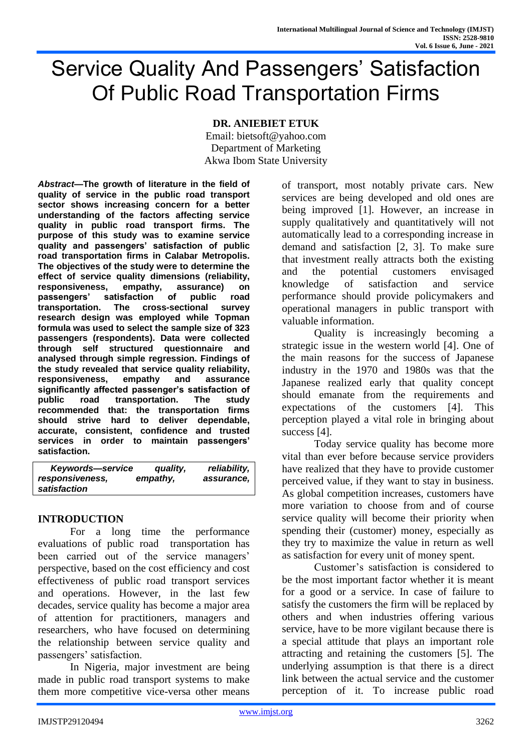# Service Quality And Passengers' Satisfaction Of Public Road Transportation Firms

**DR. ANIEBIET ETUK**
Email: bietsoft@yahoo.com
Department of Marketing
Akwa Ibom State University

***Abstract*—The growth of literature in the field of quality of service in the public road transport sector shows increasing concern for a better understanding of the factors affecting service quality in public road transport firms. The purpose of this study was to examine service quality and passengers' satisfaction of public road transportation firms in Calabar Metropolis. The objectives of the study were to determine the effect of service quality dimensions (reliability, responsiveness, empathy, assurance) on passengers' satisfaction of public road transportation. The cross-sectional survey research design was employed while Topman formula was used to select the sample size of 323 passengers (respondents). Data were collected through self structured questionnaire and analysed through simple regression. Findings of the study revealed that service quality reliability, responsiveness, empathy and assurance significantly affected passenger's satisfaction of public road transportation. The study recommended that: the transportation firms should strive hard to deliver dependable, accurate, consistent, confidence and trusted services in order to maintain passengers' satisfaction.**

***Keywords—service quality, reliability, responsiveness, empathy, assurance, satisfaction***

## INTRODUCTION

For a long time the performance evaluations of public road transportation has been carried out of the service managers' perspective, based on the cost efficiency and cost effectiveness of public road transport services and operations. However, in the last few decades, service quality has become a major area of attention for practitioners, managers and researchers, who have focused on determining the relationship between service quality and passengers' satisfaction.

In Nigeria, major investment are being made in public road transport systems to make them more competitive vice-versa other means of transport, most notably private cars. New services are being developed and old ones are being improved [1]. However, an increase in supply qualitatively and quantitatively will not automatically lead to a corresponding increase in demand and satisfaction [2, 3]. To make sure that investment really attracts both the existing and the potential customers envisaged knowledge of satisfaction and service performance should provide policymakers and operational managers in public transport with valuable information.

Quality is increasingly becoming a strategic issue in the western world [4]. One of the main reasons for the success of Japanese industry in the 1970 and 1980s was that the Japanese realized early that quality concept should emanate from the requirements and expectations of the customers [4]. This perception played a vital role in bringing about success [4].

Today service quality has become more vital than ever before because service providers have realized that they have to provide customer perceived value, if they want to stay in business. As global competition increases, customers have more variation to choose from and of course service quality will become their priority when spending their (customer) money, especially as they try to maximize the value in return as well as satisfaction for every unit of money spent.

Customer's satisfaction is considered to be the most important factor whether it is meant for a good or a service. In case of failure to satisfy the customers the firm will be replaced by others and when industries offering various service, have to be more vigilant because there is a special attitude that plays an important role attracting and retaining the customers [5]. The underlying assumption is that there is a direct link between the actual service and the customer perception of it. To increase public road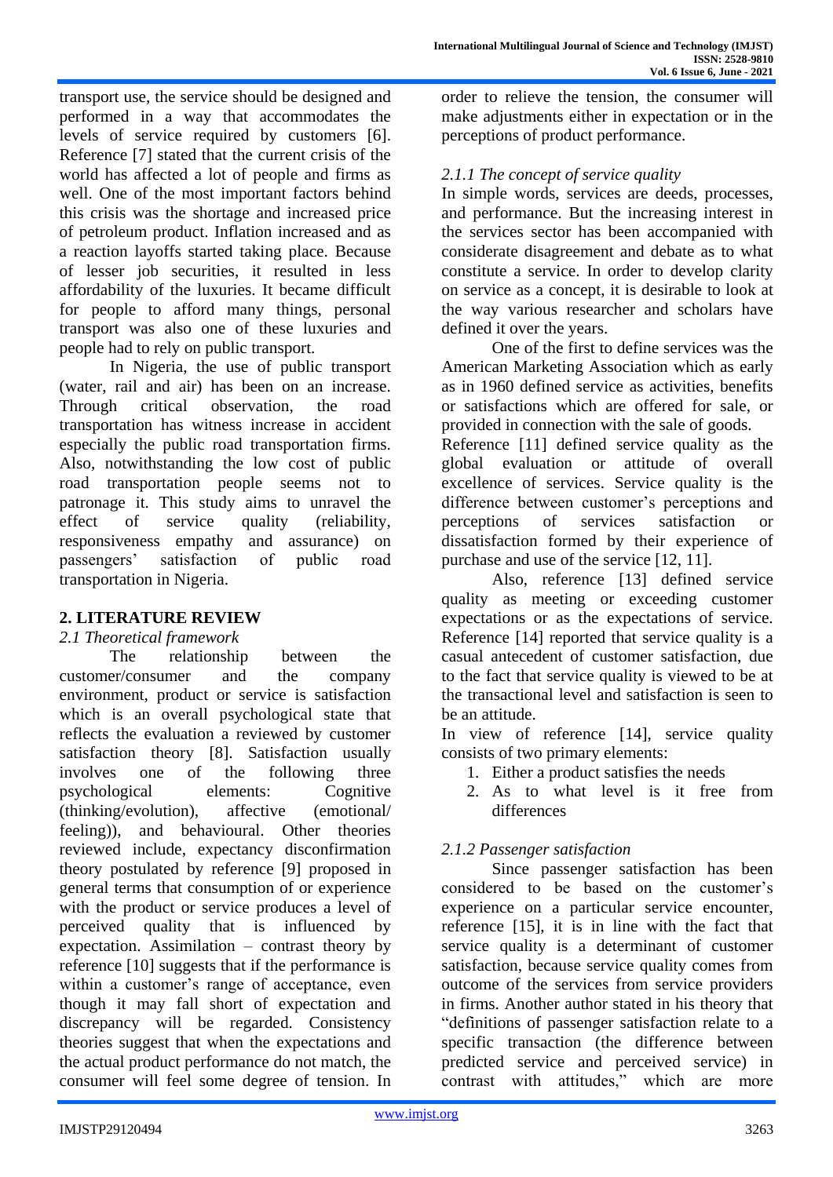transport use, the service should be designed and performed in a way that accommodates the levels of service required by customers [6]. Reference [7] stated that the current crisis of the world has affected a lot of people and firms as well. One of the most important factors behind this crisis was the shortage and increased price of petroleum product. Inflation increased and as a reaction layoffs started taking place. Because of lesser job securities, it resulted in less affordability of the luxuries. It became difficult for people to afford many things, personal transport was also one of these luxuries and people had to rely on public transport.

In Nigeria, the use of public transport (water, rail and air) has been on an increase. Through critical observation, the road transportation has witness increase in accident especially the public road transportation firms. Also, notwithstanding the low cost of public road transportation people seems not to patronage it. This study aims to unravel the effect of service quality (reliability, responsiveness empathy and assurance) on passengers' satisfaction of public road transportation in Nigeria.

## 2. LITERATURE REVIEW

### *2.1 Theoretical framework*

The relationship between the customer/consumer and the company environment, product or service is satisfaction which is an overall psychological state that reflects the evaluation a reviewed by customer satisfaction theory [8]. Satisfaction usually involves one of the following three psychological elements: Cognitive (thinking/evolution), affective (emotional/ feeling)), and behavioural. Other theories reviewed include, expectancy disconfirmation theory postulated by reference [9] proposed in general terms that consumption of or experience with the product or service produces a level of perceived quality that is influenced by expectation. Assimilation – contrast theory by reference [10] suggests that if the performance is within a customer's range of acceptance, even though it may fall short of expectation and discrepancy will be regarded. Consistency theories suggest that when the expectations and the actual product performance do not match, the consumer will feel some degree of tension. In order to relieve the tension, the consumer will make adjustments either in expectation or in the perceptions of product performance.

#### *2.1.1 The concept of service quality*

In simple words, services are deeds, processes, and performance. But the increasing interest in the services sector has been accompanied with considerate disagreement and debate as to what constitute a service. In order to develop clarity on service as a concept, it is desirable to look at the way various researcher and scholars have defined it over the years.

One of the first to define services was the American Marketing Association which as early as in 1960 defined service as activities, benefits or satisfactions which are offered for sale, or provided in connection with the sale of goods.

Reference [11] defined service quality as the global evaluation or attitude of overall excellence of services. Service quality is the difference between customer's perceptions and perceptions of services satisfaction or dissatisfaction formed by their experience of purchase and use of the service [12, 11].

Also, reference [13] defined service quality as meeting or exceeding customer expectations or as the expectations of service. Reference [14] reported that service quality is a casual antecedent of customer satisfaction, due to the fact that service quality is viewed to be at the transactional level and satisfaction is seen to be an attitude.

In view of reference [14], service quality consists of two primary elements:

1. Either a product satisfies the needs
2. As to what level is it free from differences

#### *2.1.2 Passenger satisfaction*

Since passenger satisfaction has been considered to be based on the customer's experience on a particular service encounter, reference [15], it is in line with the fact that service quality is a determinant of customer satisfaction, because service quality comes from outcome of the services from service providers in firms. Another author stated in his theory that "definitions of passenger satisfaction relate to a specific transaction (the difference between predicted service and perceived service) in contrast with attitudes," which are more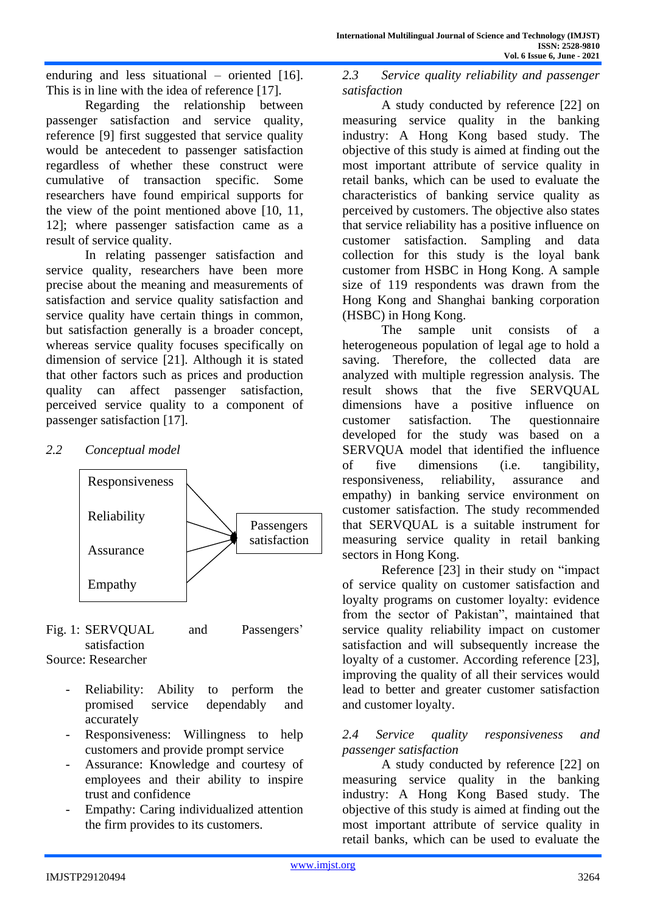enduring and less situational – oriented [16]. This is in line with the idea of reference [17].

Regarding the relationship between passenger satisfaction and service quality, reference [9] first suggested that service quality would be antecedent to passenger satisfaction regardless of whether these construct were cumulative of transaction specific. Some researchers have found empirical supports for the view of the point mentioned above [10, 11, 12]; where passenger satisfaction came as a result of service quality.

In relating passenger satisfaction and service quality, researchers have been more precise about the meaning and measurements of satisfaction and service quality satisfaction and service quality have certain things in common, but satisfaction generally is a broader concept, whereas service quality focuses specifically on dimension of service [21]. Although it is stated that other factors such as prices and production quality can affect passenger satisfaction, perceived service quality to a component of passenger satisfaction [17].

*2.2 Conceptual model*

Responsiveness
Reliability
Assurance
Empathy
→ Passengers satisfaction

Fig. 1: SERVQUAL and Passengers' satisfaction
Source: Researcher

- Reliability: Ability to perform the promised service dependably and accurately
- Responsiveness: Willingness to help customers and provide prompt service
- Assurance: Knowledge and courtesy of employees and their ability to inspire trust and confidence
- Empathy: Caring individualized attention the firm provides to its customers.

*2.3 Service quality reliability and passenger satisfaction*

A study conducted by reference [22] on measuring service quality in the banking industry: A Hong Kong based study. The objective of this study is aimed at finding out the most important attribute of service quality in retail banks, which can be used to evaluate the characteristics of banking service quality as perceived by customers. The objective also states that service reliability has a positive influence on customer satisfaction. Sampling and data collection for this study is the loyal bank customer from HSBC in Hong Kong. A sample size of 119 respondents was drawn from the Hong Kong and Shanghai banking corporation (HSBC) in Hong Kong.

The sample unit consists of a heterogeneous population of legal age to hold a saving. Therefore, the collected data are analyzed with multiple regression analysis. The result shows that the five SERVQUAL dimensions have a positive influence on customer satisfaction. The questionnaire developed for the study was based on a SERVQUA model that identified the influence of five dimensions (i.e. tangibility, responsiveness, reliability, assurance and empathy) in banking service environment on customer satisfaction. The study recommended that SERVQUAL is a suitable instrument for measuring service quality in retail banking sectors in Hong Kong.

Reference [23] in their study on "impact of service quality on customer satisfaction and loyalty programs on customer loyalty: evidence from the sector of Pakistan", maintained that service quality reliability impact on customer satisfaction and will subsequently increase the loyalty of a customer. According reference [23], improving the quality of all their services would lead to better and greater customer satisfaction and customer loyalty.

*2.4 Service quality responsiveness and passenger satisfaction*

A study conducted by reference [22] on measuring service quality in the banking industry: A Hong Kong Based study. The objective of this study is aimed at finding out the most important attribute of service quality in retail banks, which can be used to evaluate the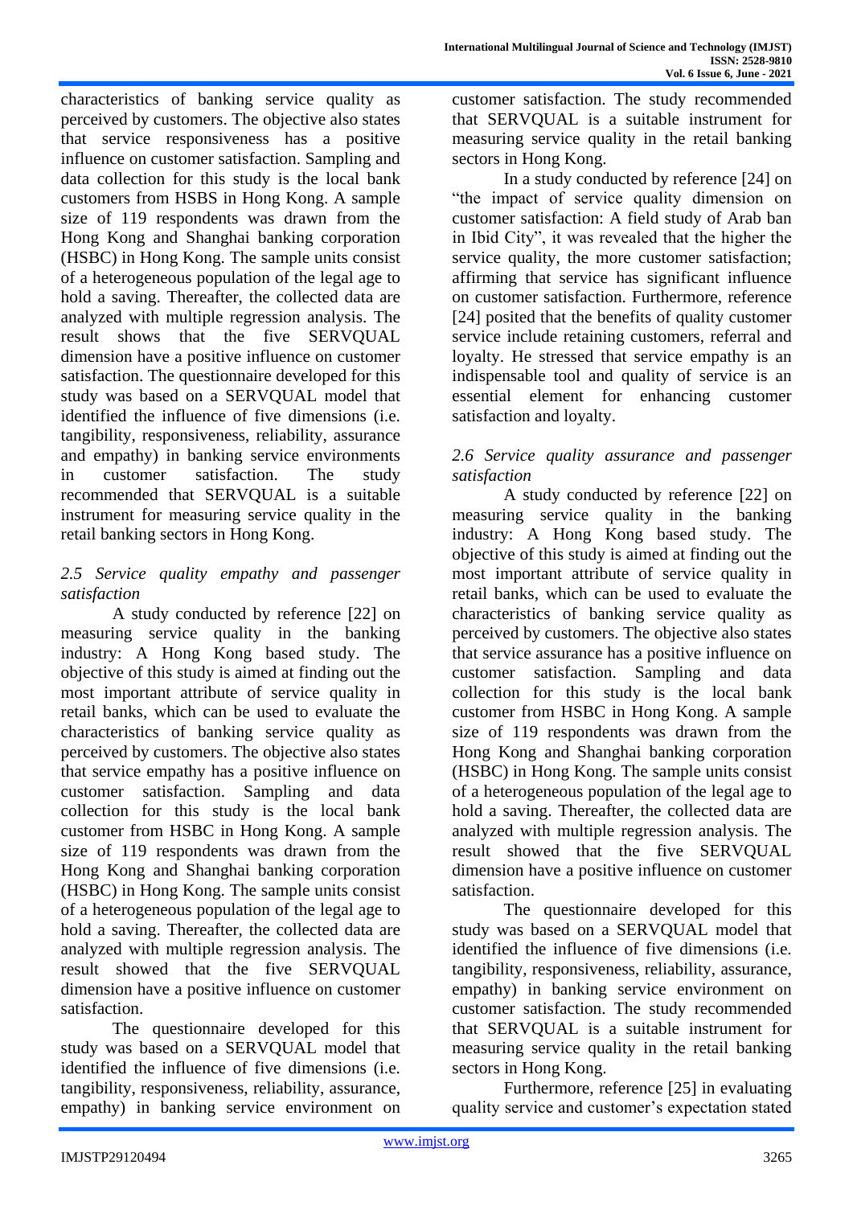characteristics of banking service quality as perceived by customers. The objective also states that service responsiveness has a positive influence on customer satisfaction. Sampling and data collection for this study is the local bank customers from HSBS in Hong Kong. A sample size of 119 respondents was drawn from the Hong Kong and Shanghai banking corporation (HSBC) in Hong Kong. The sample units consist of a heterogeneous population of the legal age to hold a saving. Thereafter, the collected data are analyzed with multiple regression analysis. The result shows that the five SERVQUAL dimension have a positive influence on customer satisfaction. The questionnaire developed for this study was based on a SERVQUAL model that identified the influence of five dimensions (i.e. tangibility, responsiveness, reliability, assurance and empathy) in banking service environments in customer satisfaction. The study recommended that SERVQUAL is a suitable instrument for measuring service quality in the retail banking sectors in Hong Kong.

### *2.5 Service quality empathy and passenger satisfaction*

A study conducted by reference [22] on measuring service quality in the banking industry: A Hong Kong based study. The objective of this study is aimed at finding out the most important attribute of service quality in retail banks, which can be used to evaluate the characteristics of banking service quality as perceived by customers. The objective also states that service empathy has a positive influence on customer satisfaction. Sampling and data collection for this study is the local bank customer from HSBC in Hong Kong. A sample size of 119 respondents was drawn from the Hong Kong and Shanghai banking corporation (HSBC) in Hong Kong. The sample units consist of a heterogeneous population of the legal age to hold a saving. Thereafter, the collected data are analyzed with multiple regression analysis. The result showed that the five SERVQUAL dimension have a positive influence on customer satisfaction.

The questionnaire developed for this study was based on a SERVQUAL model that identified the influence of five dimensions (i.e. tangibility, responsiveness, reliability, assurance, empathy) in banking service environment on customer satisfaction. The study recommended that SERVQUAL is a suitable instrument for measuring service quality in the retail banking sectors in Hong Kong.

In a study conducted by reference [24] on "the impact of service quality dimension on customer satisfaction: A field study of Arab ban in Ibid City", it was revealed that the higher the service quality, the more customer satisfaction; affirming that service has significant influence on customer satisfaction. Furthermore, reference [24] posited that the benefits of quality customer service include retaining customers, referral and loyalty. He stressed that service empathy is an indispensable tool and quality of service is an essential element for enhancing customer satisfaction and loyalty.

### *2.6 Service quality assurance and passenger satisfaction*

A study conducted by reference [22] on measuring service quality in the banking industry: A Hong Kong based study. The objective of this study is aimed at finding out the most important attribute of service quality in retail banks, which can be used to evaluate the characteristics of banking service quality as perceived by customers. The objective also states that service assurance has a positive influence on customer satisfaction. Sampling and data collection for this study is the local bank customer from HSBC in Hong Kong. A sample size of 119 respondents was drawn from the Hong Kong and Shanghai banking corporation (HSBC) in Hong Kong. The sample units consist of a heterogeneous population of the legal age to hold a saving. Thereafter, the collected data are analyzed with multiple regression analysis. The result showed that the five SERVQUAL dimension have a positive influence on customer satisfaction.

The questionnaire developed for this study was based on a SERVQUAL model that identified the influence of five dimensions (i.e. tangibility, responsiveness, reliability, assurance, empathy) in banking service environment on customer satisfaction. The study recommended that SERVQUAL is a suitable instrument for measuring service quality in the retail banking sectors in Hong Kong.

Furthermore, reference [25] in evaluating quality service and customer's expectation stated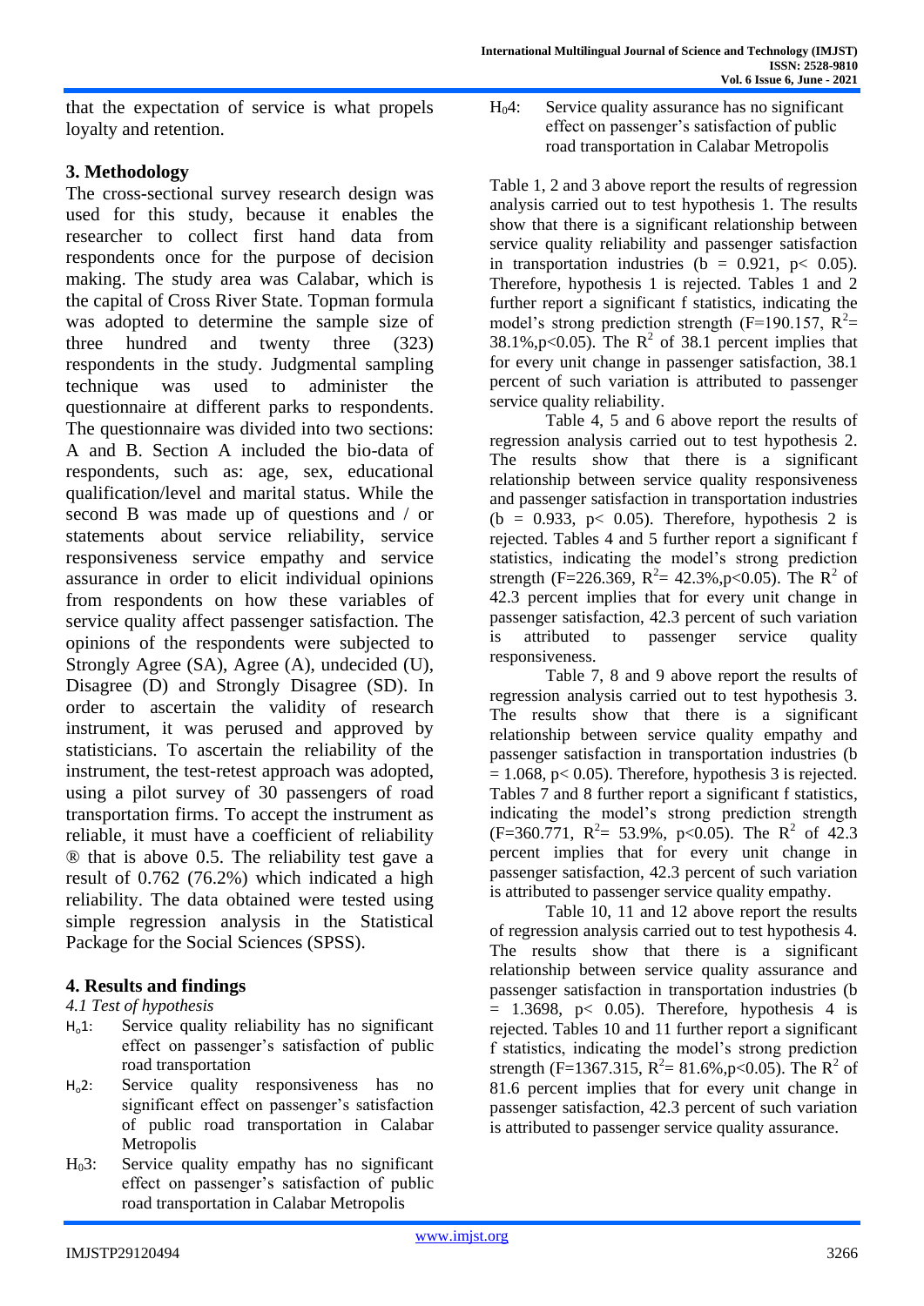that the expectation of service is what propels loyalty and retention.

## 3. Methodology

The cross-sectional survey research design was used for this study, because it enables the researcher to collect first hand data from respondents once for the purpose of decision making. The study area was Calabar, which is the capital of Cross River State. Topman formula was adopted to determine the sample size of three hundred and twenty three (323) respondents in the study. Judgmental sampling technique was used to administer the questionnaire at different parks to respondents. The questionnaire was divided into two sections: A and B. Section A included the bio-data of respondents, such as: age, sex, educational qualification/level and marital status. While the second B was made up of questions and / or statements about service reliability, service responsiveness service empathy and service assurance in order to elicit individual opinions from respondents on how these variables of service quality affect passenger satisfaction. The opinions of the respondents were subjected to Strongly Agree (SA), Agree (A), undecided (U), Disagree (D) and Strongly Disagree (SD). In order to ascertain the validity of research instrument, it was perused and approved by statisticians. To ascertain the reliability of the instrument, the test-retest approach was adopted, using a pilot survey of 30 passengers of road transportation firms. To accept the instrument as reliable, it must have a coefficient of reliability ® that is above 0.5. The reliability test gave a result of 0.762 (76.2%) which indicated a high reliability. The data obtained were tested using simple regression analysis in the Statistical Package for the Social Sciences (SPSS).

## 4. Results and findings

*4.1 Test of hypothesis*

- $H_o1$: Service quality reliability has no significant effect on passenger's satisfaction of public road transportation
- $H_o2$: Service quality responsiveness has no significant effect on passenger's satisfaction of public road transportation in Calabar Metropolis
- $H_03$: Service quality empathy has no significant effect on passenger's satisfaction of public road transportation in Calabar Metropolis
- $H_04$: Service quality assurance has no significant effect on passenger's satisfaction of public road transportation in Calabar Metropolis

Table 1, 2 and 3 above report the results of regression analysis carried out to test hypothesis 1. The results show that there is a significant relationship between service quality reliability and passenger satisfaction in transportation industries (b = 0.921, $p < 0.05$). Therefore, hypothesis 1 is rejected. Tables 1 and 2 further report a significant f statistics, indicating the model's strong prediction strength (F=190.157, $R^2$= 38.1%,$p<0.05$). The $R^2$ of 38.1 percent implies that for every unit change in passenger satisfaction, 38.1 percent of such variation is attributed to passenger service quality reliability.

Table 4, 5 and 6 above report the results of regression analysis carried out to test hypothesis 2. The results show that there is a significant relationship between service quality responsiveness and passenger satisfaction in transportation industries (b = 0.933, $p < 0.05$). Therefore, hypothesis 2 is rejected. Tables 4 and 5 further report a significant f statistics, indicating the model's strong prediction strength (F=226.369, $R^2$= 42.3%,$p<0.05$). The $R^2$ of 42.3 percent implies that for every unit change in passenger satisfaction, 42.3 percent of such variation is attributed to passenger service quality responsiveness.

Table 7, 8 and 9 above report the results of regression analysis carried out to test hypothesis 3. The results show that there is a significant relationship between service quality empathy and passenger satisfaction in transportation industries (b = 1.068, $p < 0.05$). Therefore, hypothesis 3 is rejected. Tables 7 and 8 further report a significant f statistics, indicating the model's strong prediction strength (F=360.771, $R^2$= 53.9%, $p<0.05$). The $R^2$ of 42.3 percent implies that for every unit change in passenger satisfaction, 42.3 percent of such variation is attributed to passenger service quality empathy.

Table 10, 11 and 12 above report the results of regression analysis carried out to test hypothesis 4. The results show that there is a significant relationship between service quality assurance and passenger satisfaction in transportation industries (b = 1.3698, $p < 0.05$). Therefore, hypothesis 4 is rejected. Tables 10 and 11 further report a significant f statistics, indicating the model's strong prediction strength (F=1367.315, $R^2$= 81.6%,$p<0.05$). The $R^2$ of 81.6 percent implies that for every unit change in passenger satisfaction, 42.3 percent of such variation is attributed to passenger service quality assurance.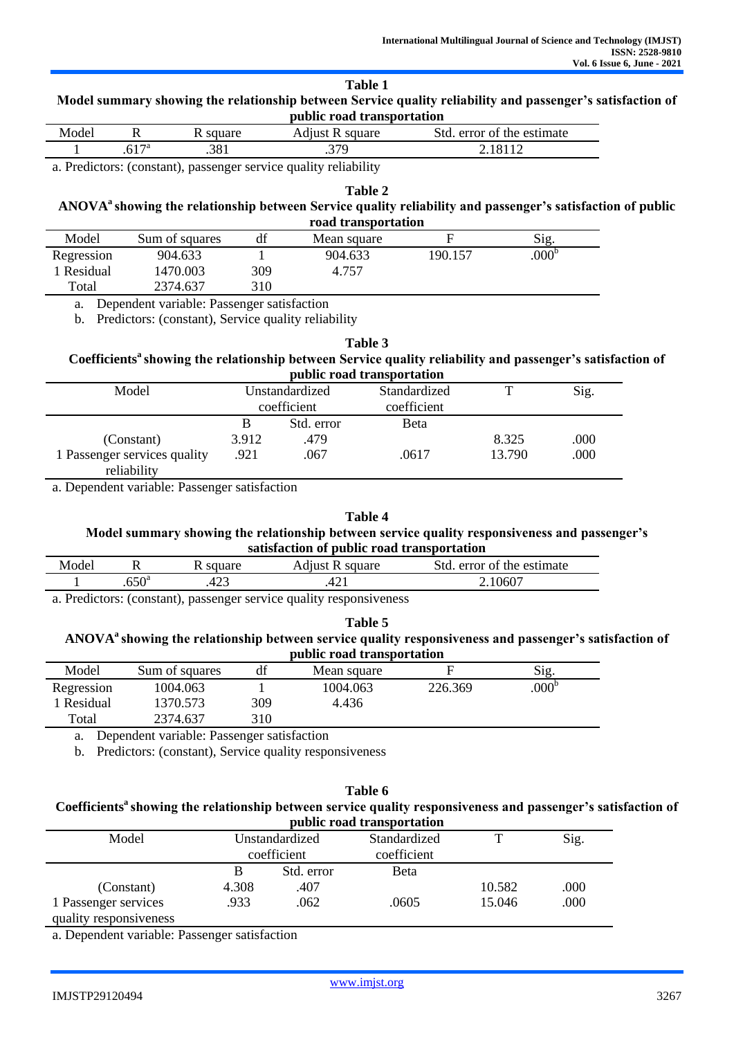**Table 1**

**Model summary showing the relationship between Service quality reliability and passenger's satisfaction of public road transportation**

| Model | R | R square | Adjust R square | Std. error of the estimate |
|---|---|---|---|---|
| 1 | .617[a] | .381 | .379 | 2.18112 |

a. Predictors: (constant), passenger service quality reliability

**Table 2**

**ANOVA[a] showing the relationship between Service quality reliability and passenger's satisfaction of public road transportation**

| Model | Sum of squares | df | Mean square | F | Sig. |
|---|---|---|---|---|---|
| Regression | 904.633 | 1 | 904.633 | 190.157 | .000[b] |
| 1 Residual | 1470.003 | 309 | 4.757 | | |
| Total | 2374.637 | 310 | | | |

a. Dependent variable: Passenger satisfaction

b. Predictors: (constant), Service quality reliability

**Table 3**

**Coefficients[a] showing the relationship between Service quality reliability and passenger's satisfaction of public road transportation**

| Model | Unstandardized coefficient | | Standardized coefficient | T | Sig. |
|---|---|---|---|---|---|
| | B | Std. error | Beta | | |
| (Constant) | 3.912 | .479 | | 8.325 | .000 |
| 1 Passenger services quality reliability | .921 | .067 | .0617 | 13.790 | .000 |

a. Dependent variable: Passenger satisfaction

**Table 4**

**Model summary showing the relationship between service quality responsiveness and passenger's satisfaction of public road transportation**

| Model | R | R square | Adjust R square | Std. error of the estimate |
|---|---|---|---|---|
| 1 | .650[a] | .423 | .421 | 2.10607 |

a. Predictors: (constant), passenger service quality responsiveness

**Table 5**

**ANOVA[a] showing the relationship between service quality responsiveness and passenger's satisfaction of public road transportation**

| Model | Sum of squares | df | Mean square | F | Sig. |
|---|---|---|---|---|---|
| Regression | 1004.063 | 1 | 1004.063 | 226.369 | .000[b] |
| 1 Residual | 1370.573 | 309 | 4.436 | | |
| Total | 2374.637 | 310 | | | |

a. Dependent variable: Passenger satisfaction

b. Predictors: (constant), Service quality responsiveness

**Table 6**

**Coefficients[a] showing the relationship between service quality responsiveness and passenger's satisfaction of public road transportation**

| Model | Unstandardized coefficient | | Standardized coefficient | T | Sig. |
|---|---|---|---|---|---|
| | B | Std. error | Beta | | |
| (Constant) | 4.308 | .407 | | 10.582 | .000 |
| 1 Passenger services quality responsiveness | .933 | .062 | .0605 | 15.046 | .000 |

a. Dependent variable: Passenger satisfaction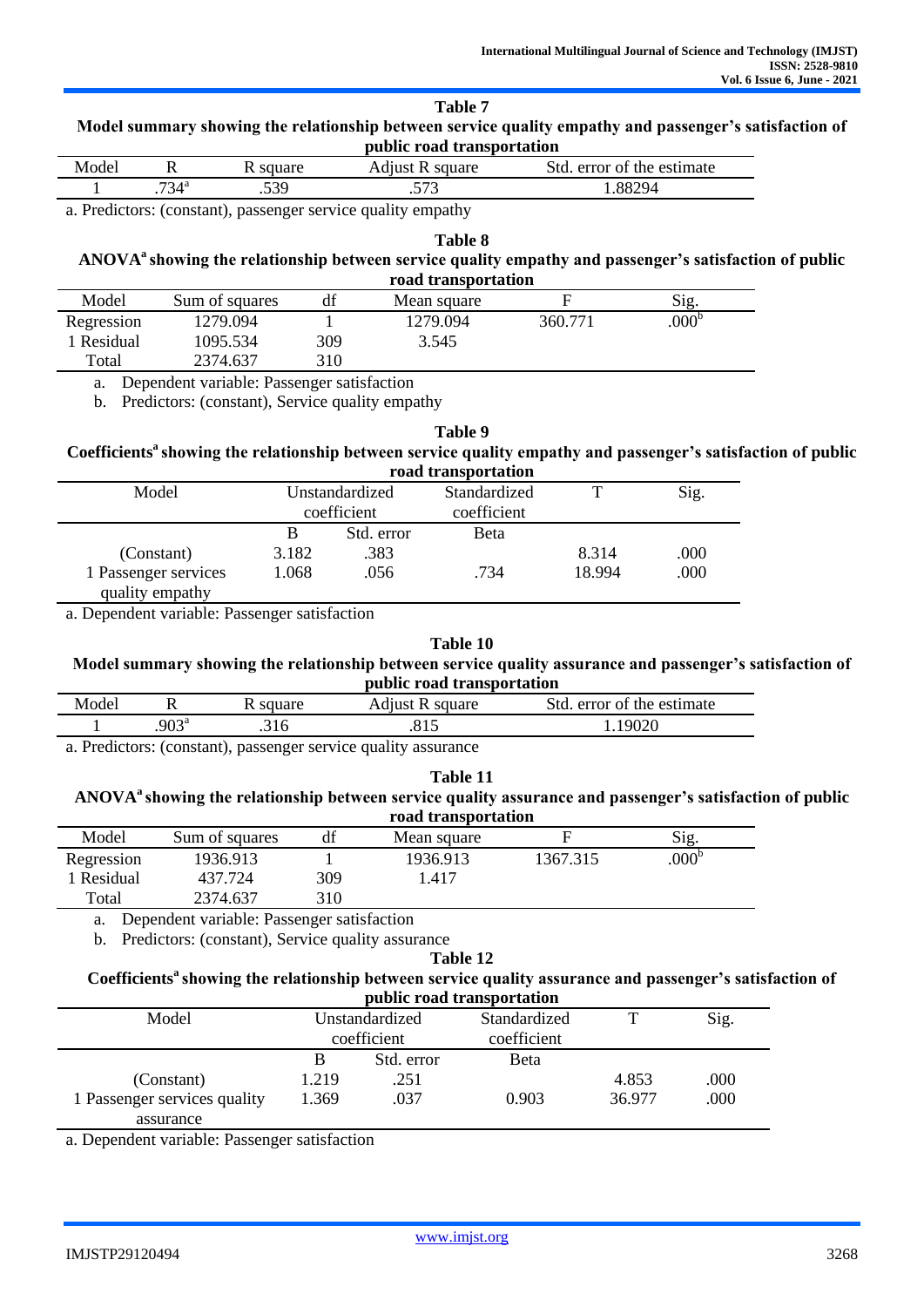**Table 7**

**Model summary showing the relationship between service quality empathy and passenger's satisfaction of public road transportation**

| Model | R | R square | Adjust R square | Std. error of the estimate |
|---|---|---|---|---|
| 1 | .734[a] | .539 | .573 | 1.88294 |

a. Predictors: (constant), passenger service quality empathy

**Table 8**

**ANOVA[a] showing the relationship between service quality empathy and passenger's satisfaction of public road transportation**

| Model | Sum of squares | df | Mean square | F | Sig. |
|---|---|---|---|---|---|
| Regression | 1279.094 | 1 | 1279.094 | 360.771 | .000[b] |
| 1 Residual | 1095.534 | 309 | 3.545 | | |
| Total | 2374.637 | 310 | | | |

a. Dependent variable: Passenger satisfaction

b. Predictors: (constant), Service quality empathy

**Table 9**

**Coefficients[a] showing the relationship between service quality empathy and passenger's satisfaction of public road transportation**

| Model | Unstandardized coefficient | | Standardized coefficient | T | Sig. |
|---|---|---|---|---|---|
| | B | Std. error | Beta | | |
| (Constant) | 3.182 | .383 | | 8.314 | .000 |
| 1 Passenger services quality empathy | 1.068 | .056 | .734 | 18.994 | .000 |

a. Dependent variable: Passenger satisfaction

**Table 10**

**Model summary showing the relationship between service quality assurance and passenger's satisfaction of public road transportation**

| Model | R | R square | Adjust R square | Std. error of the estimate |
|---|---|---|---|---|
| 1 | .903[a] | .316 | .815 | 1.19020 |

a. Predictors: (constant), passenger service quality assurance

**Table 11**

**ANOVA[a] showing the relationship between service quality assurance and passenger's satisfaction of public road transportation**

| Model | Sum of squares | df | Mean square | F | Sig. |
|---|---|---|---|---|---|
| Regression | 1936.913 | 1 | 1936.913 | 1367.315 | .000[b] |
| 1 Residual | 437.724 | 309 | 1.417 | | |
| Total | 2374.637 | 310 | | | |

a. Dependent variable: Passenger satisfaction

b. Predictors: (constant), Service quality assurance

**Table 12**

**Coefficients[a] showing the relationship between service quality assurance and passenger's satisfaction of public road transportation**

| Model | Unstandardized coefficient | | Standardized coefficient | T | Sig. |
|---|---|---|---|---|---|
| | B | Std. error | Beta | | |
| (Constant) | 1.219 | .251 | | 4.853 | .000 |
| 1 Passenger services quality assurance | 1.369 | .037 | 0.903 | 36.977 | .000 |

a. Dependent variable: Passenger satisfaction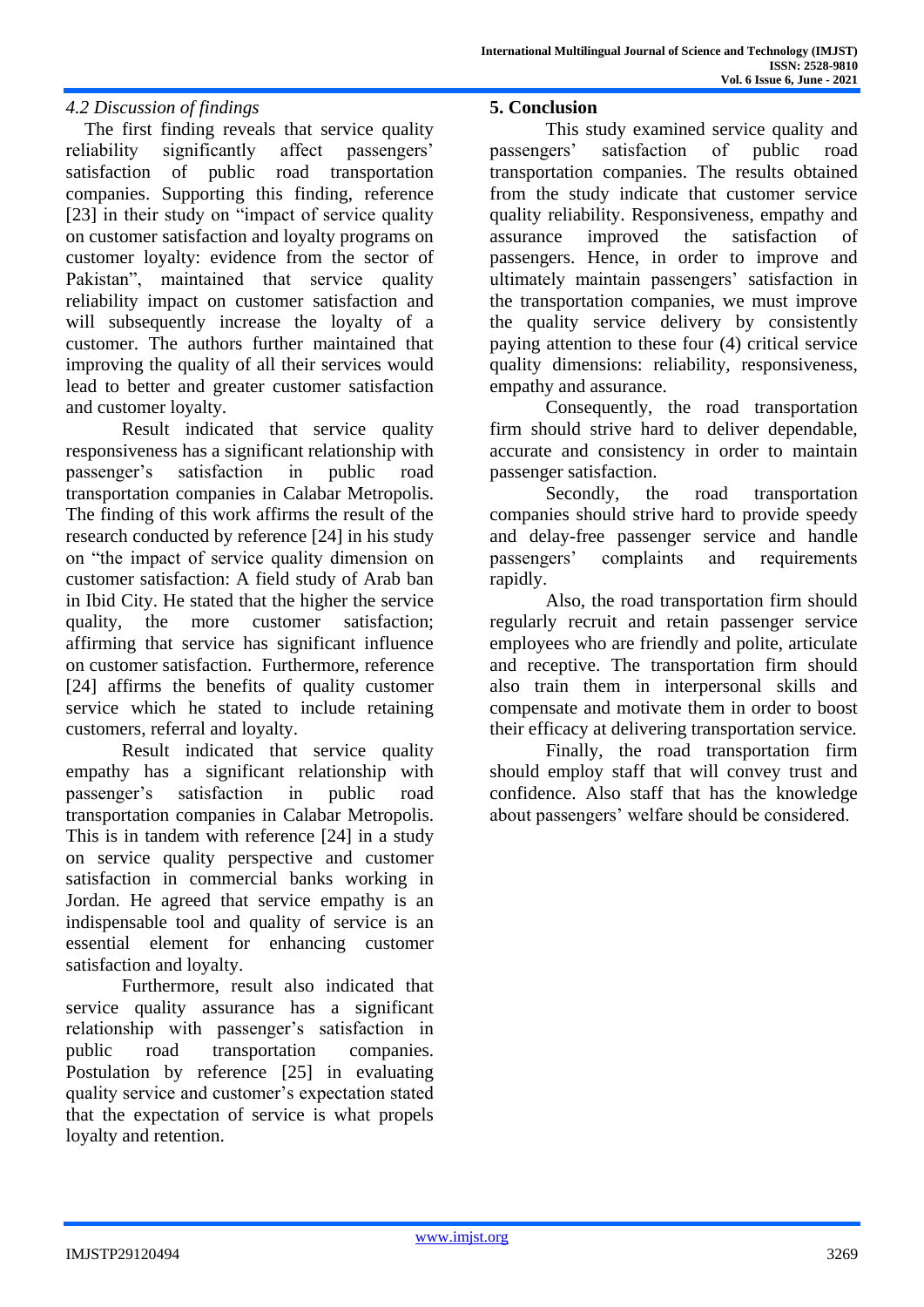*4.2 Discussion of findings*

The first finding reveals that service quality reliability significantly affect passengers' satisfaction of public road transportation companies. Supporting this finding, reference [23] in their study on "impact of service quality on customer satisfaction and loyalty programs on customer loyalty: evidence from the sector of Pakistan", maintained that service quality reliability impact on customer satisfaction and will subsequently increase the loyalty of a customer. The authors further maintained that improving the quality of all their services would lead to better and greater customer satisfaction and customer loyalty.

Result indicated that service quality responsiveness has a significant relationship with passenger's satisfaction in public road transportation companies in Calabar Metropolis. The finding of this work affirms the result of the research conducted by reference [24] in his study on "the impact of service quality dimension on customer satisfaction: A field study of Arab ban in Ibid City. He stated that the higher the service quality, the more customer satisfaction; affirming that service has significant influence on customer satisfaction. Furthermore, reference [24] affirms the benefits of quality customer service which he stated to include retaining customers, referral and loyalty.

Result indicated that service quality empathy has a significant relationship with passenger's satisfaction in public road transportation companies in Calabar Metropolis. This is in tandem with reference [24] in a study on service quality perspective and customer satisfaction in commercial banks working in Jordan. He agreed that service empathy is an indispensable tool and quality of service is an essential element for enhancing customer satisfaction and loyalty.

Furthermore, result also indicated that service quality assurance has a significant relationship with passenger's satisfaction in public road transportation companies. Postulation by reference [25] in evaluating quality service and customer's expectation stated that the expectation of service is what propels loyalty and retention.

## 5. Conclusion

This study examined service quality and passengers' satisfaction of public road transportation companies. The results obtained from the study indicate that customer service quality reliability. Responsiveness, empathy and assurance improved the satisfaction of passengers. Hence, in order to improve and ultimately maintain passengers' satisfaction in the transportation companies, we must improve the quality service delivery by consistently paying attention to these four (4) critical service quality dimensions: reliability, responsiveness, empathy and assurance.

Consequently, the road transportation firm should strive hard to deliver dependable, accurate and consistency in order to maintain passenger satisfaction.

Secondly, the road transportation companies should strive hard to provide speedy and delay-free passenger service and handle passengers' complaints and requirements rapidly.

Also, the road transportation firm should regularly recruit and retain passenger service employees who are friendly and polite, articulate and receptive. The transportation firm should also train them in interpersonal skills and compensate and motivate them in order to boost their efficacy at delivering transportation service.

Finally, the road transportation firm should employ staff that will convey trust and confidence. Also staff that has the knowledge about passengers' welfare should be considered.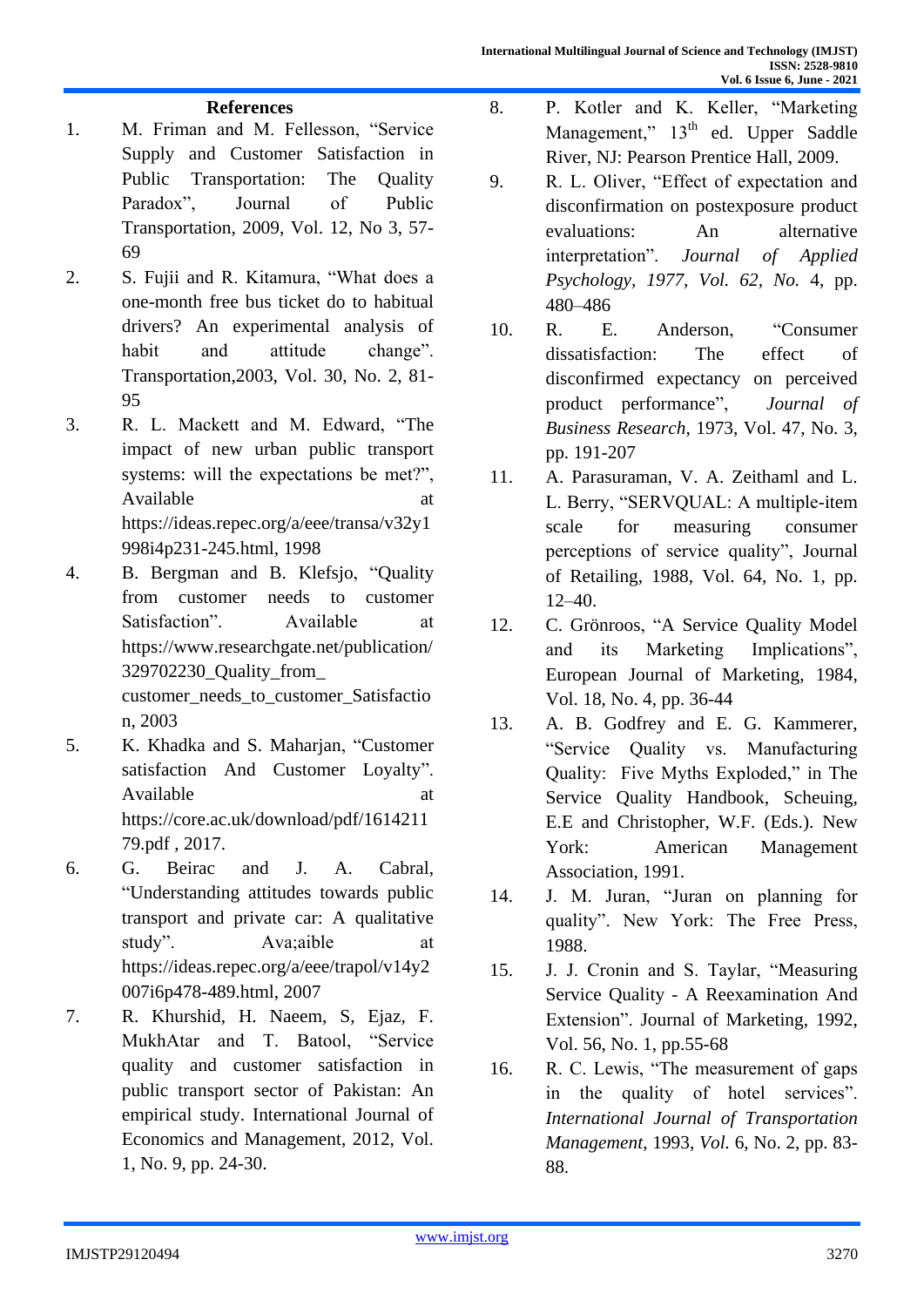## References

1. M. Friman and M. Fellesson, "Service Supply and Customer Satisfaction in Public Transportation: The Quality Paradox", Journal of Public Transportation, 2009, Vol. 12, No 3, 57-69
2. S. Fujii and R. Kitamura, "What does a one-month free bus ticket do to habitual drivers? An experimental analysis of habit and attitude change". Transportation,2003, Vol. 30, No. 2, 81-95
3. R. L. Mackett and M. Edward, "The impact of new urban public transport systems: will the expectations be met?", Available at https://ideas.repec.org/a/eee/transa/v32y1998i4p231-245.html, 1998
4. B. Bergman and B. Klefsjo, "Quality from customer needs to customer Satisfaction". Available at https://www.researchgate.net/publication/329702230_Quality_from_customer_needs_to_customer_Satisfaction, 2003
5. K. Khadka and S. Maharjan, "Customer satisfaction And Customer Loyalty". Available at https://core.ac.uk/download/pdf/161421179.pdf , 2017.
6. G. Beirac and J. A. Cabral, "Understanding attitudes towards public transport and private car: A qualitative study". Ava;aible at https://ideas.repec.org/a/eee/trapol/v14y2007i6p478-489.html, 2007
7. R. Khurshid, H. Naeem, S, Ejaz, F. MukhAtar and T. Batool, "Service quality and customer satisfaction in public transport sector of Pakistan: An empirical study. International Journal of Economics and Management, 2012, Vol. 1, No. 9, pp. 24-30.
8. P. Kotler and K. Keller, "Marketing Management," 13th ed. Upper Saddle River, NJ: Pearson Prentice Hall, 2009.
9. R. L. Oliver, "Effect of expectation and disconfirmation on postexposure product evaluations: An alternative interpretation". *Journal of Applied Psychology, 1977, Vol. 62, No.* 4, pp. 480–486
10. R. E. Anderson, "Consumer dissatisfaction: The effect of disconfirmed expectancy on perceived product performance", *Journal of Business Research*, 1973, Vol. 47, No. 3, pp. 191-207
11. A. Parasuraman, V. A. Zeithaml and L. L. Berry, "SERVQUAL: A multiple-item scale for measuring consumer perceptions of service quality", Journal of Retailing, 1988, Vol. 64, No. 1, pp. 12–40.
12. C. Grönroos, "A Service Quality Model and its Marketing Implications", European Journal of Marketing, 1984, Vol. 18, No. 4, pp. 36-44
13. A. B. Godfrey and E. G. Kammerer, "Service Quality vs. Manufacturing Quality: Five Myths Exploded," in The Service Quality Handbook, Scheuing, E.E and Christopher, W.F. (Eds.). New York: American Management Association, 1991.
14. J. M. Juran, "Juran on planning for quality". New York: The Free Press, 1988.
15. J. J. Cronin and S. Taylar, "Measuring Service Quality - A Reexamination And Extension". Journal of Marketing, 1992, Vol. 56, No. 1, pp.55-68
16. R. C. Lewis, "The measurement of gaps in the quality of hotel services". *International Journal of Transportation Management*, 1993, *Vol.* 6, No. 2, pp. 83-88.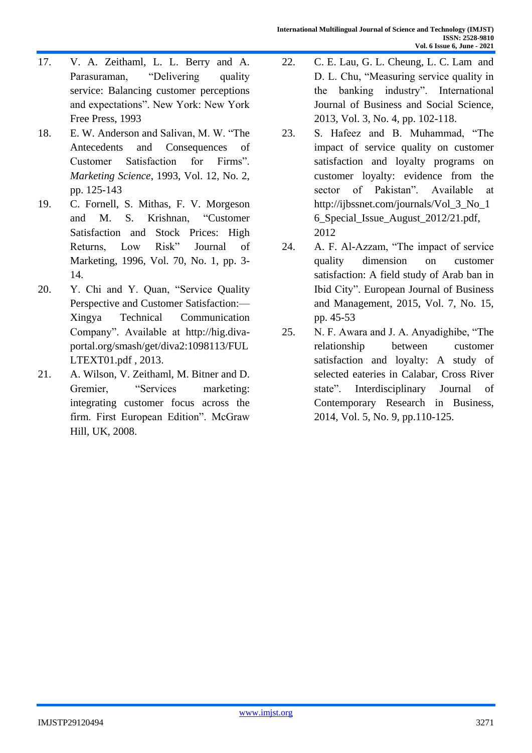17. V. A. Zeithaml, L. L. Berry and A. Parasuraman, “Delivering quality service: Balancing customer perceptions and expectations”. New York: New York Free Press, 1993

18. E. W. Anderson and Salivan, M. W. “The Antecedents and Consequences of Customer Satisfaction for Firms”. *Marketing Science*, 1993, Vol. 12, No. 2, pp. 125-143

19. C. Fornell, S. Mithas, F. V. Morgeson and M. S. Krishnan, “Customer Satisfaction and Stock Prices: High Returns, Low Risk” Journal of Marketing, 1996, Vol. 70, No. 1, pp. 3-14.

20. Y. Chi and Y. Quan, “Service Quality Perspective and Customer Satisfaction:— Xingya Technical Communication Company”. Available at http://hig.diva-portal.org/smash/get/diva2:1098113/FULLTEXT01.pdf , 2013.

21. A. Wilson, V. Zeithaml, M. Bitner and D. Gremier, “Services marketing: integrating customer focus across the firm. First European Edition”. McGraw Hill, UK, 2008.

22. C. E. Lau, G. L. Cheung, L. C. Lam and D. L. Chu, “Measuring service quality in the banking industry”. International Journal of Business and Social Science, 2013, Vol. 3, No. 4, pp. 102-118.

23. S. Hafeez and B. Muhammad, “The impact of service quality on customer satisfaction and loyalty programs on customer loyalty: evidence from the sector of Pakistan”. Available at http://ijbssnet.com/journals/Vol_3_No_16_Special_Issue_August_2012/21.pdf, 2012

24. A. F. Al-Azzam, “The impact of service quality dimension on customer satisfaction: A field study of Arab ban in Ibid City”. European Journal of Business and Management, 2015, Vol. 7, No. 15, pp. 45-53

25. N. F. Awara and J. A. Anyadighibe, “The relationship between customer satisfaction and loyalty: A study of selected eateries in Calabar, Cross River state”. Interdisciplinary Journal of Contemporary Research in Business, 2014, Vol. 5, No. 9, pp.110-125.